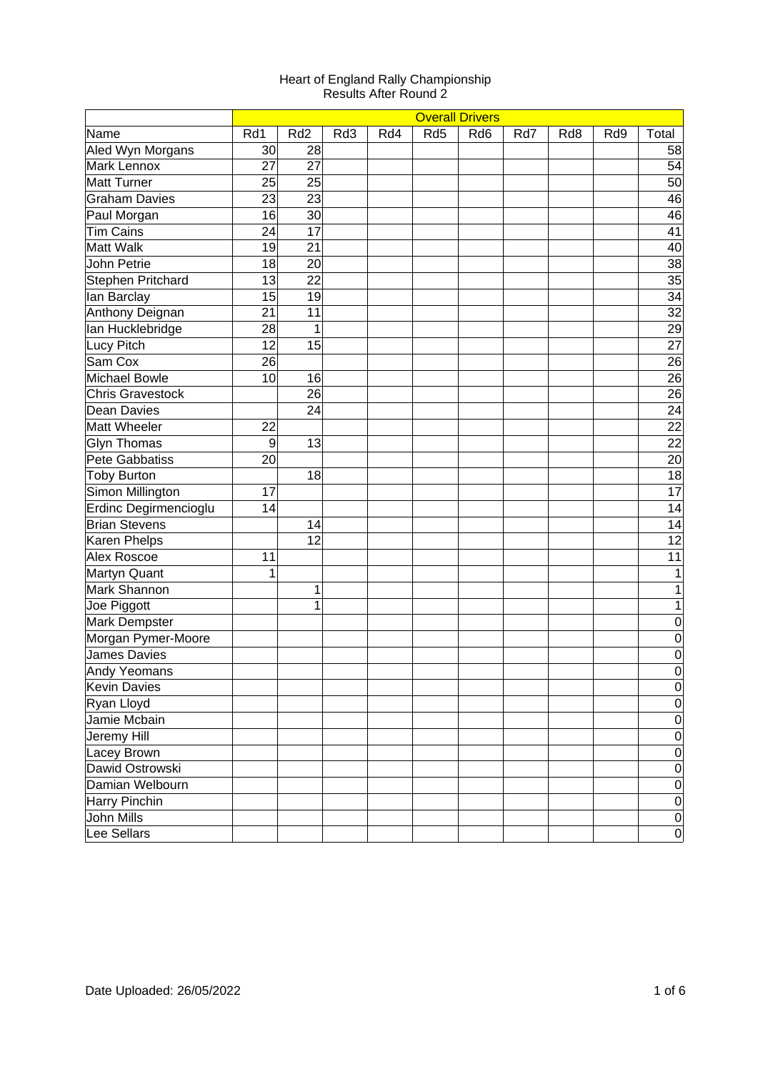Heart of England Rally Championship
Results After Round 2

| | Overall Drivers | | | | | | | | | |
|---|---|---|---|---|---|---|---|---|---|---|
| Name | Rd1 | Rd2 | Rd3 | Rd4 | Rd5 | Rd6 | Rd7 | Rd8 | Rd9 | Total |
| Aled Wyn Morgans | 30 | 28 | | | | | | | | 58 |
| Mark Lennox | 27 | 27 | | | | | | | | 54 |
| Matt Turner | 25 | 25 | | | | | | | | 50 |
| Graham Davies | 23 | 23 | | | | | | | | 46 |
| Paul Morgan | 16 | 30 | | | | | | | | 46 |
| Tim Cains | 24 | 17 | | | | | | | | 41 |
| Matt Walk | 19 | 21 | | | | | | | | 40 |
| John Petrie | 18 | 20 | | | | | | | | 38 |
| Stephen Pritchard | 13 | 22 | | | | | | | | 35 |
| Ian Barclay | 15 | 19 | | | | | | | | 34 |
| Anthony Deignan | 21 | 11 | | | | | | | | 32 |
| Ian Hucklebridge | 28 | 1 | | | | | | | | 29 |
| Lucy Pitch | 12 | 15 | | | | | | | | 27 |
| Sam Cox | 26 | | | | | | | | | 26 |
| Michael Bowle | 10 | 16 | | | | | | | | 26 |
| Chris Gravestock | | 26 | | | | | | | | 26 |
| Dean Davies | | 24 | | | | | | | | 24 |
| Matt Wheeler | 22 | | | | | | | | | 22 |
| Glyn Thomas | 9 | 13 | | | | | | | | 22 |
| Pete Gabbatiss | 20 | | | | | | | | | 20 |
| Toby Burton | | 18 | | | | | | | | 18 |
| Simon Millington | 17 | | | | | | | | | 17 |
| Erdinc Degirmencioglu | 14 | | | | | | | | | 14 |
| Brian Stevens | | 14 | | | | | | | | 14 |
| Karen Phelps | | 12 | | | | | | | | 12 |
| Alex Roscoe | 11 | | | | | | | | | 11 |
| Martyn Quant | 1 | | | | | | | | | 1 |
| Mark Shannon | | 1 | | | | | | | | 1 |
| Joe Piggott | | 1 | | | | | | | | 1 |
| Mark Dempster | | | | | | | | | | 0 |
| Morgan Pymer-Moore | | | | | | | | | | 0 |
| James Davies | | | | | | | | | | 0 |
| Andy Yeomans | | | | | | | | | | 0 |
| Kevin Davies | | | | | | | | | | 0 |
| Ryan Lloyd | | | | | | | | | | 0 |
| Jamie Mcbain | | | | | | | | | | 0 |
| Jeremy Hill | | | | | | | | | | 0 |
| Lacey Brown | | | | | | | | | | 0 |
| Dawid Ostrowski | | | | | | | | | | 0 |
| Damian Welbourn | | | | | | | | | | 0 |
| Harry Pinchin | | | | | | | | | | 0 |
| John Mills | | | | | | | | | | 0 |
| Lee Sellars | | | | | | | | | | 0 |

Date Uploaded: 26/05/2022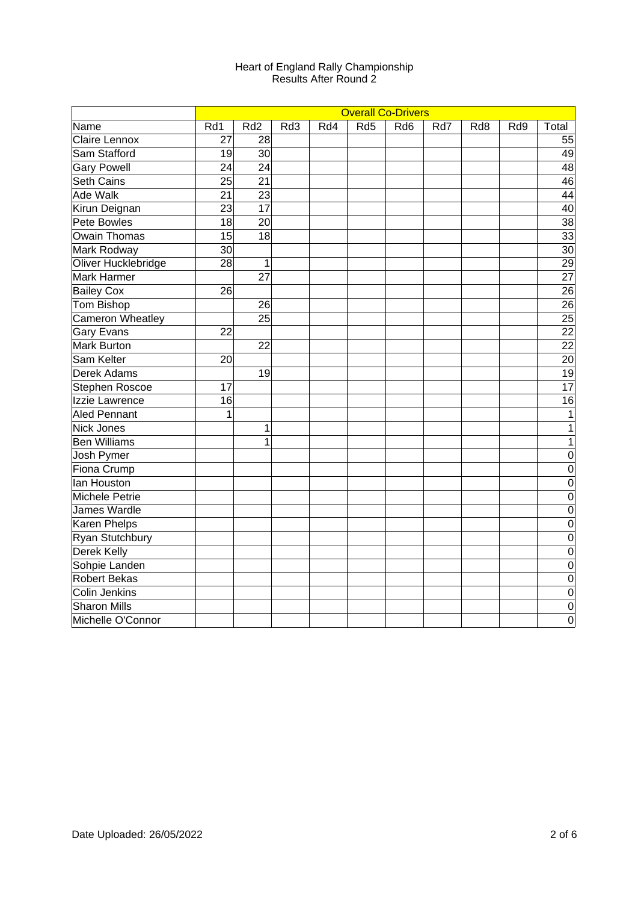Heart of England Rally Championship
Results After Round 2

| | Overall Co-Drivers | | | | | | | | | |
|---|---|---|---|---|---|---|---|---|---|---|
| Name | Rd1 | Rd2 | Rd3 | Rd4 | Rd5 | Rd6 | Rd7 | Rd8 | Rd9 | Total |
| Claire Lennox | 27 | 28 | | | | | | | | 55 |
| Sam Stafford | 19 | 30 | | | | | | | | 49 |
| Gary Powell | 24 | 24 | | | | | | | | 48 |
| Seth Cains | 25 | 21 | | | | | | | | 46 |
| Ade Walk | 21 | 23 | | | | | | | | 44 |
| Kirun Deignan | 23 | 17 | | | | | | | | 40 |
| Pete Bowles | 18 | 20 | | | | | | | | 38 |
| Owain Thomas | 15 | 18 | | | | | | | | 33 |
| Mark Rodway | 30 | | | | | | | | | 30 |
| Oliver Hucklebridge | 28 | 1 | | | | | | | | 29 |
| Mark Harmer | | 27 | | | | | | | | 27 |
| Bailey Cox | 26 | | | | | | | | | 26 |
| Tom Bishop | | 26 | | | | | | | | 26 |
| Cameron Wheatley | | 25 | | | | | | | | 25 |
| Gary Evans | 22 | | | | | | | | | 22 |
| Mark Burton | | 22 | | | | | | | | 22 |
| Sam Kelter | 20 | | | | | | | | | 20 |
| Derek Adams | | 19 | | | | | | | | 19 |
| Stephen Roscoe | 17 | | | | | | | | | 17 |
| Izzie Lawrence | 16 | | | | | | | | | 16 |
| Aled Pennant | 1 | | | | | | | | | 1 |
| Nick Jones | | 1 | | | | | | | | 1 |
| Ben Williams | | 1 | | | | | | | | 1 |
| Josh Pymer | | | | | | | | | | 0 |
| Fiona Crump | | | | | | | | | | 0 |
| Ian Houston | | | | | | | | | | 0 |
| Michele Petrie | | | | | | | | | | 0 |
| James Wardle | | | | | | | | | | 0 |
| Karen Phelps | | | | | | | | | | 0 |
| Ryan Stutchbury | | | | | | | | | | 0 |
| Derek Kelly | | | | | | | | | | 0 |
| Sohpie Landen | | | | | | | | | | 0 |
| Robert Bekas | | | | | | | | | | 0 |
| Colin Jenkins | | | | | | | | | | 0 |
| Sharon Mills | | | | | | | | | | 0 |
| Michelle O'Connor | | | | | | | | | | 0 |

Date Uploaded: 26/05/2022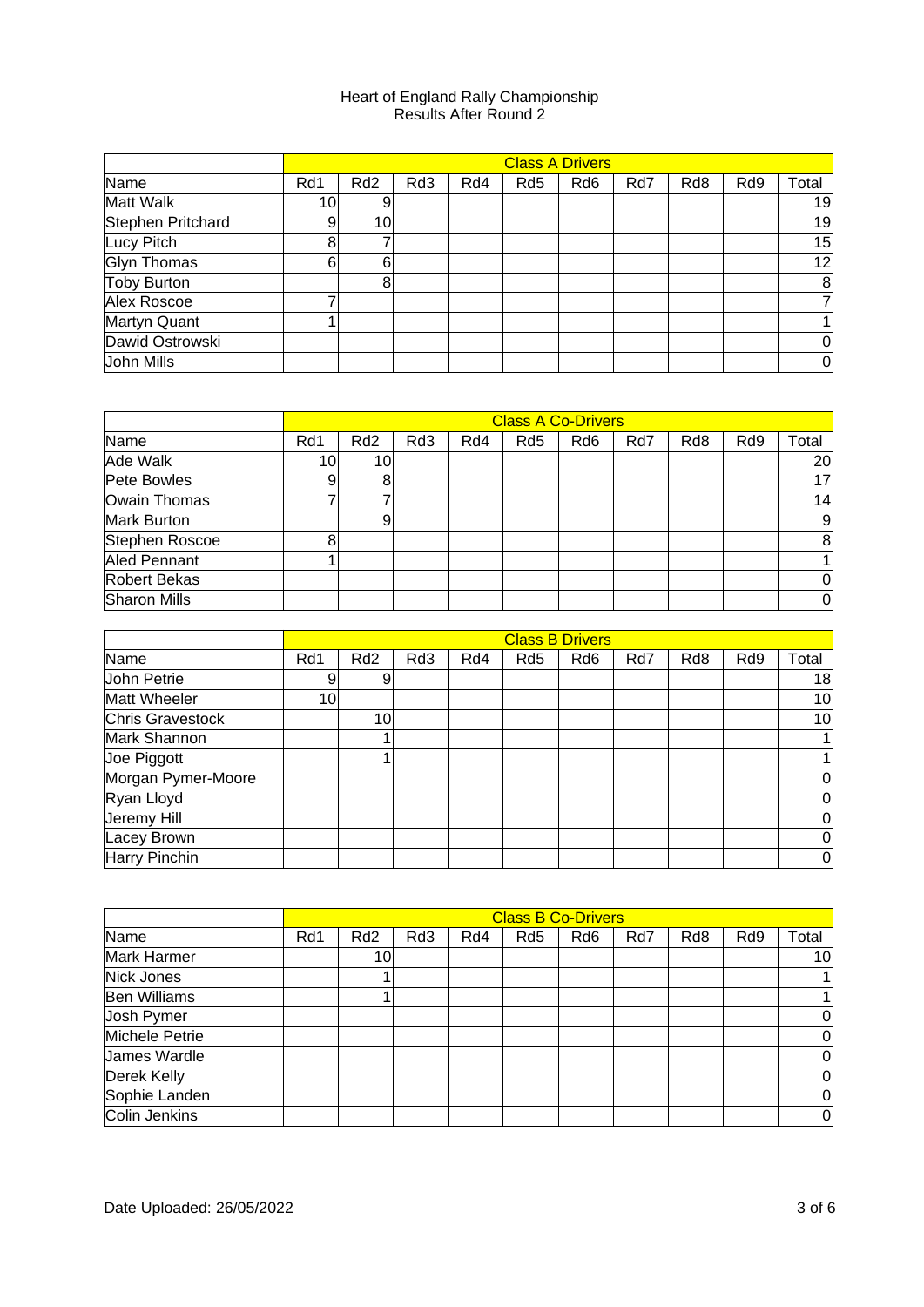Heart of England Rally Championship
Results After Round 2

| | Class A Drivers | | | | | | | | | |
|---|---|---|---|---|---|---|---|---|---|---|
| Name | Rd1 | Rd2 | Rd3 | Rd4 | Rd5 | Rd6 | Rd7 | Rd8 | Rd9 | Total |
| Matt Walk | 10 | 9 | | | | | | | | 19 |
| Stephen Pritchard | 9 | 10 | | | | | | | | 19 |
| Lucy Pitch | 8 | 7 | | | | | | | | 15 |
| Glyn Thomas | 6 | 6 | | | | | | | | 12 |
| Toby Burton | | 8 | | | | | | | | 8 |
| Alex Roscoe | 7 | | | | | | | | | 7 |
| Martyn Quant | 1 | | | | | | | | | 1 |
| Dawid Ostrowski | | | | | | | | | | 0 |
| John Mills | | | | | | | | | | 0 |

| | Class A Co-Drivers | | | | | | | | | |
|---|---|---|---|---|---|---|---|---|---|---|
| Name | Rd1 | Rd2 | Rd3 | Rd4 | Rd5 | Rd6 | Rd7 | Rd8 | Rd9 | Total |
| Ade Walk | 10 | 10 | | | | | | | | 20 |
| Pete Bowles | 9 | 8 | | | | | | | | 17 |
| Owain Thomas | 7 | 7 | | | | | | | | 14 |
| Mark Burton | | 9 | | | | | | | | 9 |
| Stephen Roscoe | 8 | | | | | | | | | 8 |
| Aled Pennant | 1 | | | | | | | | | 1 |
| Robert Bekas | | | | | | | | | | 0 |
| Sharon Mills | | | | | | | | | | 0 |

| | Class B Drivers | | | | | | | | | |
|---|---|---|---|---|---|---|---|---|---|---|
| Name | Rd1 | Rd2 | Rd3 | Rd4 | Rd5 | Rd6 | Rd7 | Rd8 | Rd9 | Total |
| John Petrie | 9 | 9 | | | | | | | | 18 |
| Matt Wheeler | 10 | | | | | | | | | 10 |
| Chris Gravestock | | 10 | | | | | | | | 10 |
| Mark Shannon | | 1 | | | | | | | | 1 |
| Joe Piggott | | 1 | | | | | | | | 1 |
| Morgan Pymer-Moore | | | | | | | | | | 0 |
| Ryan Lloyd | | | | | | | | | | 0 |
| Jeremy Hill | | | | | | | | | | 0 |
| Lacey Brown | | | | | | | | | | 0 |
| Harry Pinchin | | | | | | | | | | 0 |

| | Class B Co-Drivers | | | | | | | | | |
|---|---|---|---|---|---|---|---|---|---|---|
| Name | Rd1 | Rd2 | Rd3 | Rd4 | Rd5 | Rd6 | Rd7 | Rd8 | Rd9 | Total |
| Mark Harmer | | 10 | | | | | | | | 10 |
| Nick Jones | | 1 | | | | | | | | 1 |
| Ben Williams | | 1 | | | | | | | | 1 |
| Josh Pymer | | | | | | | | | | 0 |
| Michele Petrie | | | | | | | | | | 0 |
| James Wardle | | | | | | | | | | 0 |
| Derek Kelly | | | | | | | | | | 0 |
| Sophie Landen | | | | | | | | | | 0 |
| Colin Jenkins | | | | | | | | | | 0 |

Date Uploaded: 26/05/2022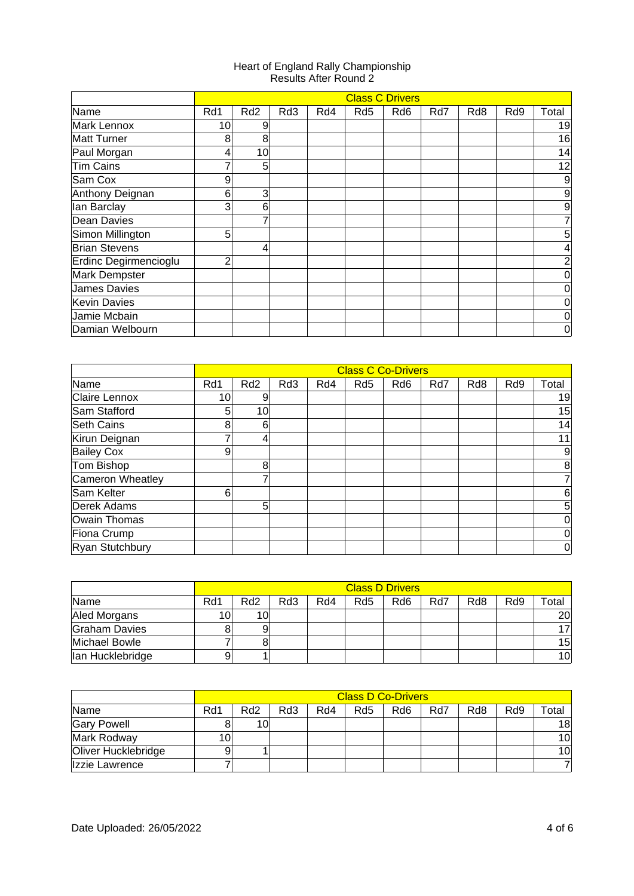Heart of England Rally Championship
Results After Round 2

| | Class C Drivers | | | | | | | | | |
|---|---|---|---|---|---|---|---|---|---|---|
| Name | Rd1 | Rd2 | Rd3 | Rd4 | Rd5 | Rd6 | Rd7 | Rd8 | Rd9 | Total |
| Mark Lennox | 10 | 9 | | | | | | | | 19 |
| Matt Turner | 8 | 8 | | | | | | | | 16 |
| Paul Morgan | 4 | 10 | | | | | | | | 14 |
| Tim Cains | 7 | 5 | | | | | | | | 12 |
| Sam Cox | 9 | | | | | | | | | 9 |
| Anthony Deignan | 6 | 3 | | | | | | | | 9 |
| Ian Barclay | 3 | 6 | | | | | | | | 9 |
| Dean Davies | | 7 | | | | | | | | 7 |
| Simon Millington | 5 | | | | | | | | | 5 |
| Brian Stevens | | 4 | | | | | | | | 4 |
| Erdinc Degirmencioglu | 2 | | | | | | | | | 2 |
| Mark Dempster | | | | | | | | | | 0 |
| James Davies | | | | | | | | | | 0 |
| Kevin Davies | | | | | | | | | | 0 |
| Jamie Mcbain | | | | | | | | | | 0 |
| Damian Welbourn | | | | | | | | | | 0 |

| | Class C Co-Drivers | | | | | | | | | |
|---|---|---|---|---|---|---|---|---|---|---|
| Name | Rd1 | Rd2 | Rd3 | Rd4 | Rd5 | Rd6 | Rd7 | Rd8 | Rd9 | Total |
| Claire Lennox | 10 | 9 | | | | | | | | 19 |
| Sam Stafford | 5 | 10 | | | | | | | | 15 |
| Seth Cains | 8 | 6 | | | | | | | | 14 |
| Kirun Deignan | 7 | 4 | | | | | | | | 11 |
| Bailey Cox | 9 | | | | | | | | | 9 |
| Tom Bishop | | 8 | | | | | | | | 8 |
| Cameron Wheatley | | 7 | | | | | | | | 7 |
| Sam Kelter | 6 | | | | | | | | | 6 |
| Derek Adams | | 5 | | | | | | | | 5 |
| Owain Thomas | | | | | | | | | | 0 |
| Fiona Crump | | | | | | | | | | 0 |
| Ryan Stutchbury | | | | | | | | | | 0 |

| | Class D Drivers | | | | | | | | | |
|---|---|---|---|---|---|---|---|---|---|---|
| Name | Rd1 | Rd2 | Rd3 | Rd4 | Rd5 | Rd6 | Rd7 | Rd8 | Rd9 | Total |
| Aled Morgans | 10 | 10 | | | | | | | | 20 |
| Graham Davies | 8 | 9 | | | | | | | | 17 |
| Michael Bowle | 7 | 8 | | | | | | | | 15 |
| Ian Hucklebridge | 9 | 1 | | | | | | | | 10 |

| | Class D Co-Drivers | | | | | | | | | |
|---|---|---|---|---|---|---|---|---|---|---|
| Name | Rd1 | Rd2 | Rd3 | Rd4 | Rd5 | Rd6 | Rd7 | Rd8 | Rd9 | Total |
| Gary Powell | 8 | 10 | | | | | | | | 18 |
| Mark Rodway | 10 | | | | | | | | | 10 |
| Oliver Hucklebridge | 9 | 1 | | | | | | | | 10 |
| Izzie Lawrence | 7 | | | | | | | | | 7 |

Date Uploaded: 26/05/2022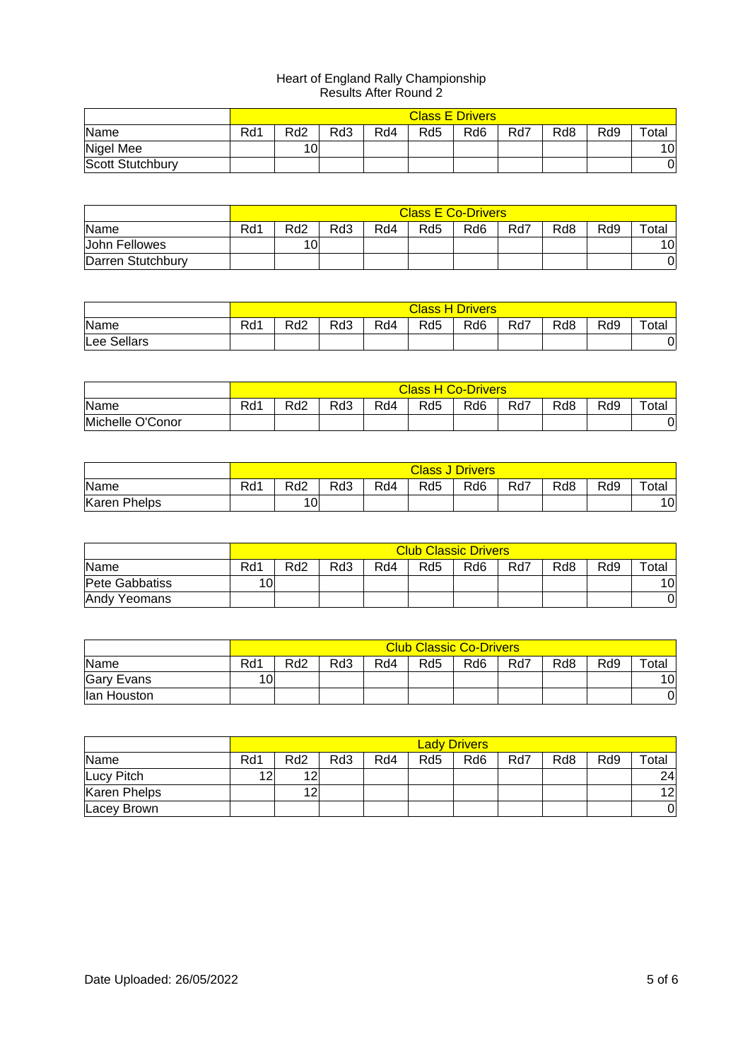Heart of England Rally Championship
Results After Round 2

| | Class E Drivers | | | | | | | | | |
|---|---|---|---|---|---|---|---|---|---|---|
| Name | Rd1 | Rd2 | Rd3 | Rd4 | Rd5 | Rd6 | Rd7 | Rd8 | Rd9 | Total |
| Nigel Mee | | 10 | | | | | | | | 10 |
| Scott Stutchbury | | | | | | | | | | 0 |

| | Class E Co-Drivers | | | | | | | | | |
|---|---|---|---|---|---|---|---|---|---|---|
| Name | Rd1 | Rd2 | Rd3 | Rd4 | Rd5 | Rd6 | Rd7 | Rd8 | Rd9 | Total |
| John Fellowes | | 10 | | | | | | | | 10 |
| Darren Stutchbury | | | | | | | | | | 0 |

| | Class H Drivers | | | | | | | | | |
|---|---|---|---|---|---|---|---|---|---|---|
| Name | Rd1 | Rd2 | Rd3 | Rd4 | Rd5 | Rd6 | Rd7 | Rd8 | Rd9 | Total |
| Lee Sellars | | | | | | | | | | 0 |

| | Class H Co-Drivers | | | | | | | | | |
|---|---|---|---|---|---|---|---|---|---|---|
| Name | Rd1 | Rd2 | Rd3 | Rd4 | Rd5 | Rd6 | Rd7 | Rd8 | Rd9 | Total |
| Michelle O'Conor | | | | | | | | | | 0 |

| | Class J Drivers | | | | | | | | | |
|---|---|---|---|---|---|---|---|---|---|---|
| Name | Rd1 | Rd2 | Rd3 | Rd4 | Rd5 | Rd6 | Rd7 | Rd8 | Rd9 | Total |
| Karen Phelps | | 10 | | | | | | | | 10 |

| | Club Classic Drivers | | | | | | | | | |
|---|---|---|---|---|---|---|---|---|---|---|
| Name | Rd1 | Rd2 | Rd3 | Rd4 | Rd5 | Rd6 | Rd7 | Rd8 | Rd9 | Total |
| Pete Gabbatiss | 10 | | | | | | | | | 10 |
| Andy Yeomans | | | | | | | | | | 0 |

| | Club Classic Co-Drivers | | | | | | | | | |
|---|---|---|---|---|---|---|---|---|---|---|
| Name | Rd1 | Rd2 | Rd3 | Rd4 | Rd5 | Rd6 | Rd7 | Rd8 | Rd9 | Total |
| Gary Evans | 10 | | | | | | | | | 10 |
| Ian Houston | | | | | | | | | | 0 |

| | Lady Drivers | | | | | | | | | |
|---|---|---|---|---|---|---|---|---|---|---|
| Name | Rd1 | Rd2 | Rd3 | Rd4 | Rd5 | Rd6 | Rd7 | Rd8 | Rd9 | Total |
| Lucy Pitch | 12 | 12 | | | | | | | | 24 |
| Karen Phelps | | 12 | | | | | | | | 12 |
| Lacey Brown | | | | | | | | | | 0 |

Date Uploaded: 26/05/2022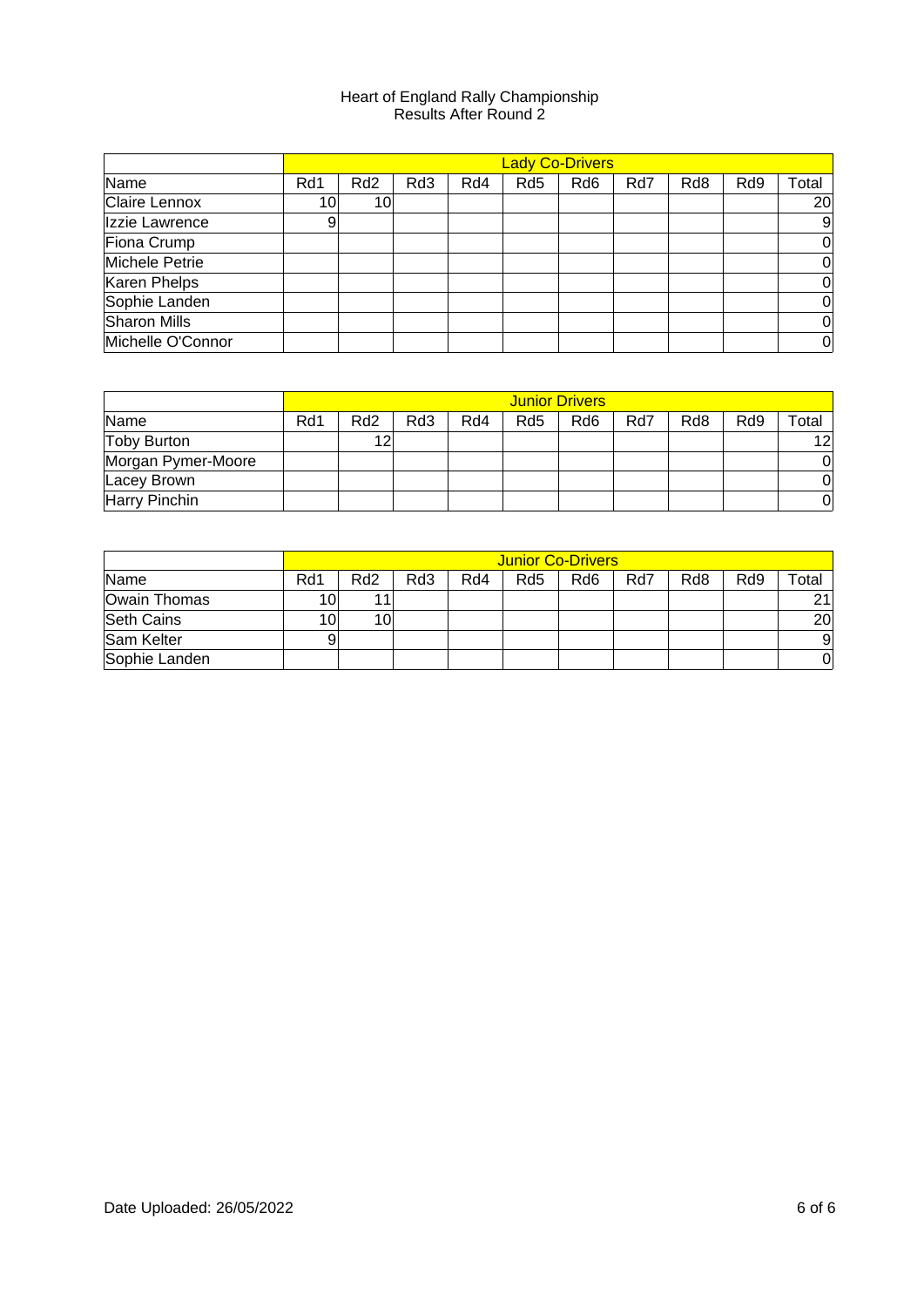Heart of England Rally Championship
Results After Round 2

| | Lady Co-Drivers | | | | | | | | | |
|---|---|---|---|---|---|---|---|---|---|---|
| Name | Rd1 | Rd2 | Rd3 | Rd4 | Rd5 | Rd6 | Rd7 | Rd8 | Rd9 | Total |
| Claire Lennox | 10 | 10 | | | | | | | | 20 |
| Izzie Lawrence | 9 | | | | | | | | | 9 |
| Fiona Crump | | | | | | | | | | 0 |
| Michele Petrie | | | | | | | | | | 0 |
| Karen Phelps | | | | | | | | | | 0 |
| Sophie Landen | | | | | | | | | | 0 |
| Sharon Mills | | | | | | | | | | 0 |
| Michelle O'Connor | | | | | | | | | | 0 |

| | Junior Drivers | | | | | | | | | |
|---|---|---|---|---|---|---|---|---|---|---|
| Name | Rd1 | Rd2 | Rd3 | Rd4 | Rd5 | Rd6 | Rd7 | Rd8 | Rd9 | Total |
| Toby Burton | | 12 | | | | | | | | 12 |
| Morgan Pymer-Moore | | | | | | | | | | 0 |
| Lacey Brown | | | | | | | | | | 0 |
| Harry Pinchin | | | | | | | | | | 0 |

| | Junior Co-Drivers | | | | | | | | | |
|---|---|---|---|---|---|---|---|---|---|---|
| Name | Rd1 | Rd2 | Rd3 | Rd4 | Rd5 | Rd6 | Rd7 | Rd8 | Rd9 | Total |
| Owain Thomas | 10 | 11 | | | | | | | | 21 |
| Seth Cains | 10 | 10 | | | | | | | | 20 |
| Sam Kelter | 9 | | | | | | | | | 9 |
| Sophie Landen | | | | | | | | | | 0 |

Date Uploaded: 26/05/2022